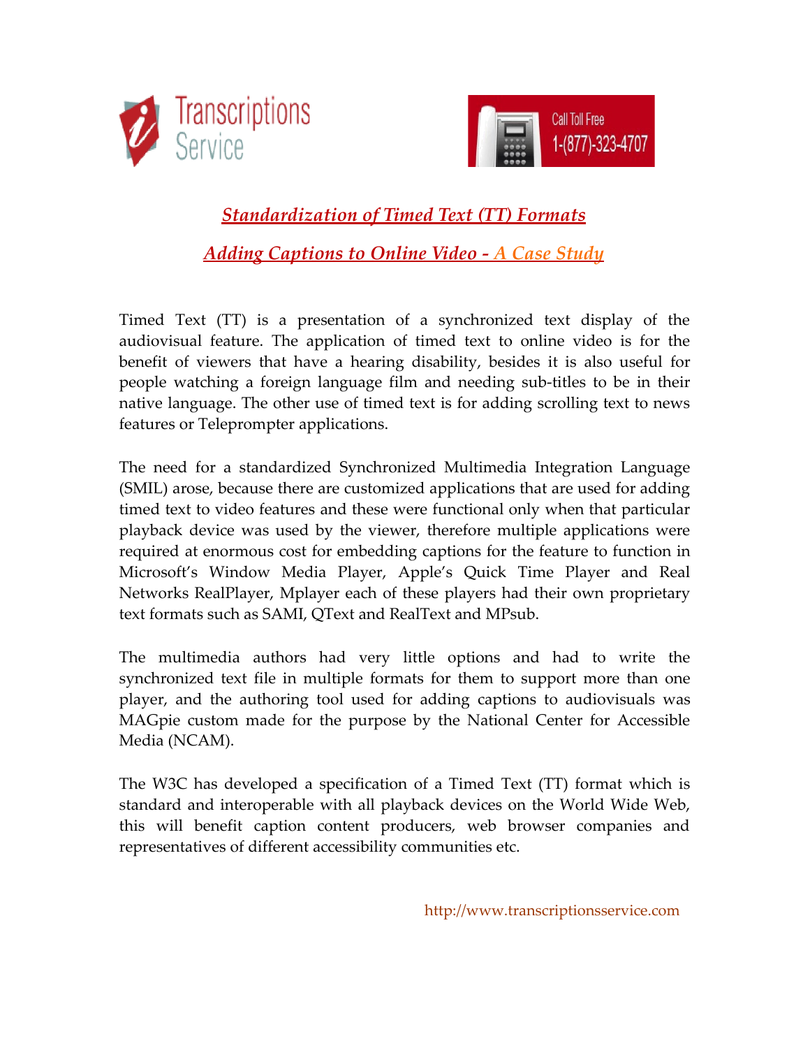Transcriptions Service

Call Toll Free 1-(877)-323-4707

## *Standardization of Timed Text (TT) Formats*

## *Adding Captions to Online Video - A Case Study*

Timed Text (TT) is a presentation of a synchronized text display of the audiovisual feature. The application of timed text to online video is for the benefit of viewers that have a hearing disability, besides it is also useful for people watching a foreign language film and needing sub-titles to be in their native language. The other use of timed text is for adding scrolling text to news features or Teleprompter applications.

The need for a standardized Synchronized Multimedia Integration Language (SMIL) arose, because there are customized applications that are used for adding timed text to video features and these were functional only when that particular playback device was used by the viewer, therefore multiple applications were required at enormous cost for embedding captions for the feature to function in Microsoft's Window Media Player, Apple's Quick Time Player and Real Networks RealPlayer, Mplayer each of these players had their own proprietary text formats such as SAMI, QText and RealText and MPsub.

The multimedia authors had very little options and had to write the synchronized text file in multiple formats for them to support more than one player, and the authoring tool used for adding captions to audiovisuals was MAGpie custom made for the purpose by the National Center for Accessible Media (NCAM).

The W3C has developed a specification of a Timed Text (TT) format which is standard and interoperable with all playback devices on the World Wide Web, this will benefit caption content producers, web browser companies and representatives of different accessibility communities etc.

http://www.transcriptionsservice.com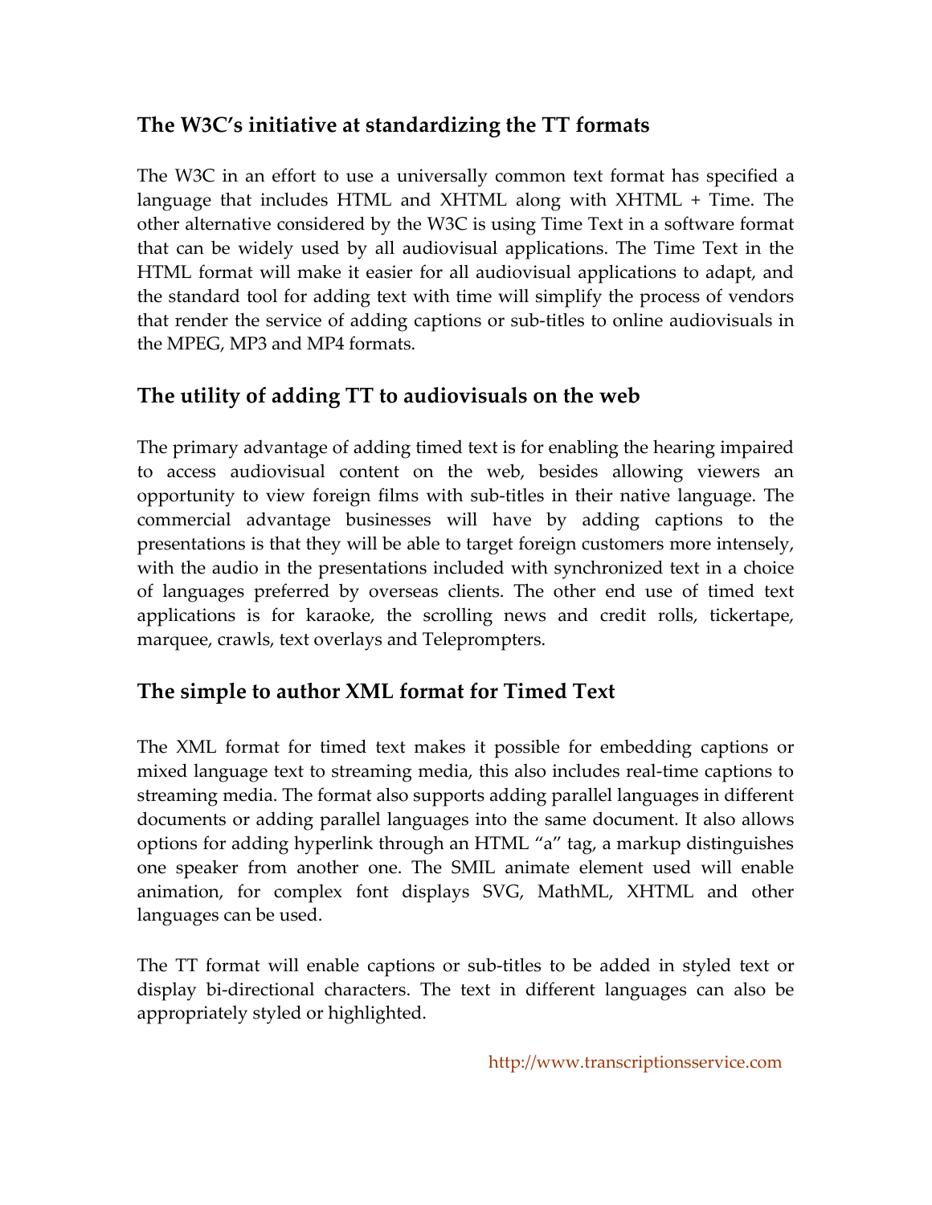## The W3C's initiative at standardizing the TT formats

The W3C in an effort to use a universally common text format has specified a language that includes HTML and XHTML along with XHTML + Time. The other alternative considered by the W3C is using Time Text in a software format that can be widely used by all audiovisual applications. The Time Text in the HTML format will make it easier for all audiovisual applications to adapt, and the standard tool for adding text with time will simplify the process of vendors that render the service of adding captions or sub-titles to online audiovisuals in the MPEG, MP3 and MP4 formats.

## The utility of adding TT to audiovisuals on the web

The primary advantage of adding timed text is for enabling the hearing impaired to access audiovisual content on the web, besides allowing viewers an opportunity to view foreign films with sub-titles in their native language. The commercial advantage businesses will have by adding captions to the presentations is that they will be able to target foreign customers more intensely, with the audio in the presentations included with synchronized text in a choice of languages preferred by overseas clients. The other end use of timed text applications is for karaoke, the scrolling news and credit rolls, tickertape, marquee, crawls, text overlays and Teleprompters.

## The simple to author XML format for Timed Text

The XML format for timed text makes it possible for embedding captions or mixed language text to streaming media, this also includes real-time captions to streaming media. The format also supports adding parallel languages in different documents or adding parallel languages into the same document. It also allows options for adding hyperlink through an HTML "a" tag, a markup distinguishes one speaker from another one. The SMIL animate element used will enable animation, for complex font displays SVG, MathML, XHTML and other languages can be used.

The TT format will enable captions or sub-titles to be added in styled text or display bi-directional characters. The text in different languages can also be appropriately styled or highlighted.

http://www.transcriptionsservice.com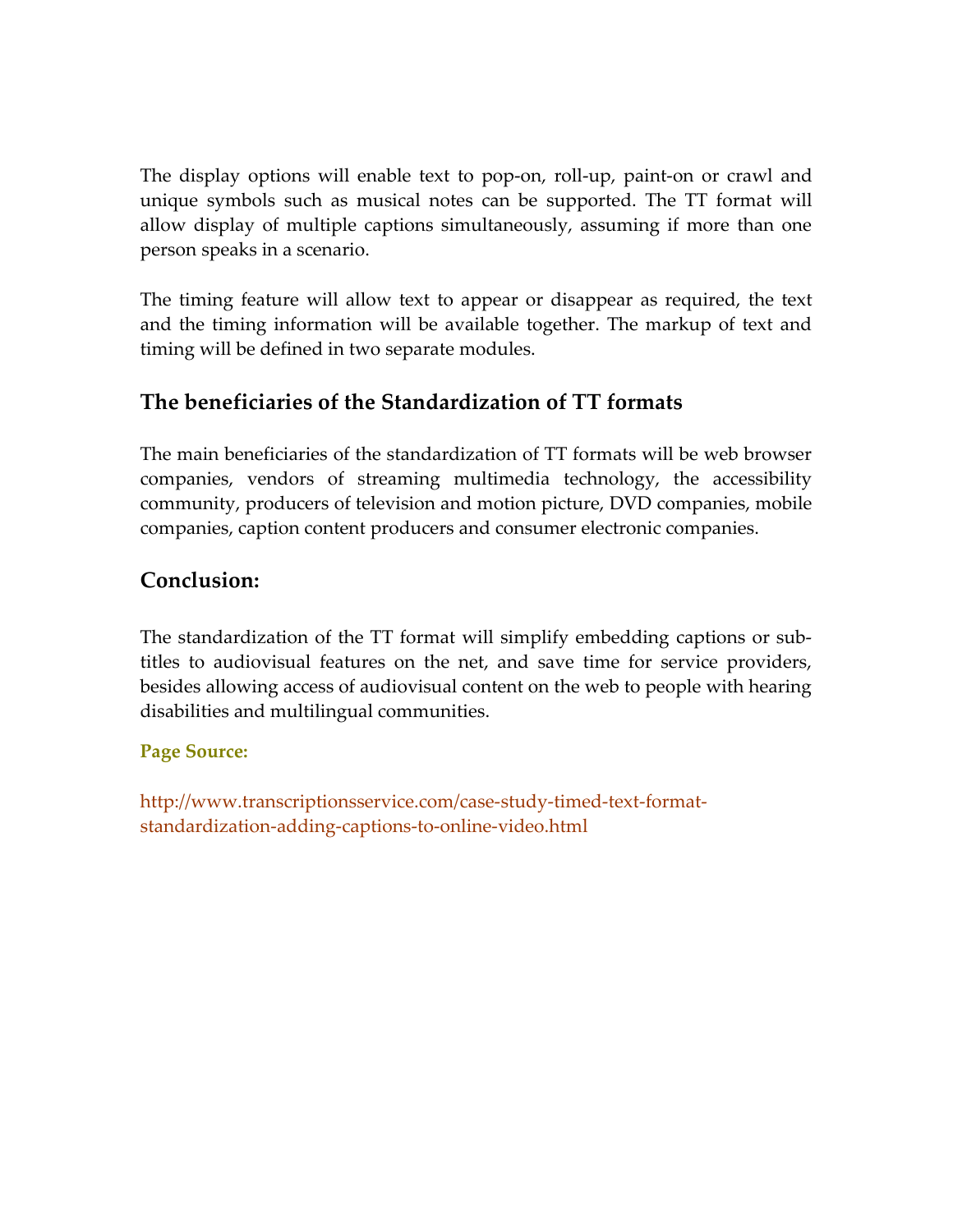The display options will enable text to pop-on, roll-up, paint-on or crawl and unique symbols such as musical notes can be supported. The TT format will allow display of multiple captions simultaneously, assuming if more than one person speaks in a scenario.

The timing feature will allow text to appear or disappear as required, the text and the timing information will be available together. The markup of text and timing will be defined in two separate modules.

## The beneficiaries of the Standardization of TT formats

The main beneficiaries of the standardization of TT formats will be web browser companies, vendors of streaming multimedia technology, the accessibility community, producers of television and motion picture, DVD companies, mobile companies, caption content producers and consumer electronic companies.

## Conclusion:

The standardization of the TT format will simplify embedding captions or sub-titles to audiovisual features on the net, and save time for service providers, besides allowing access of audiovisual content on the web to people with hearing disabilities and multilingual communities.

**Page Source:**

http://www.transcriptionsservice.com/case-study-timed-text-format-standardization-adding-captions-to-online-video.html